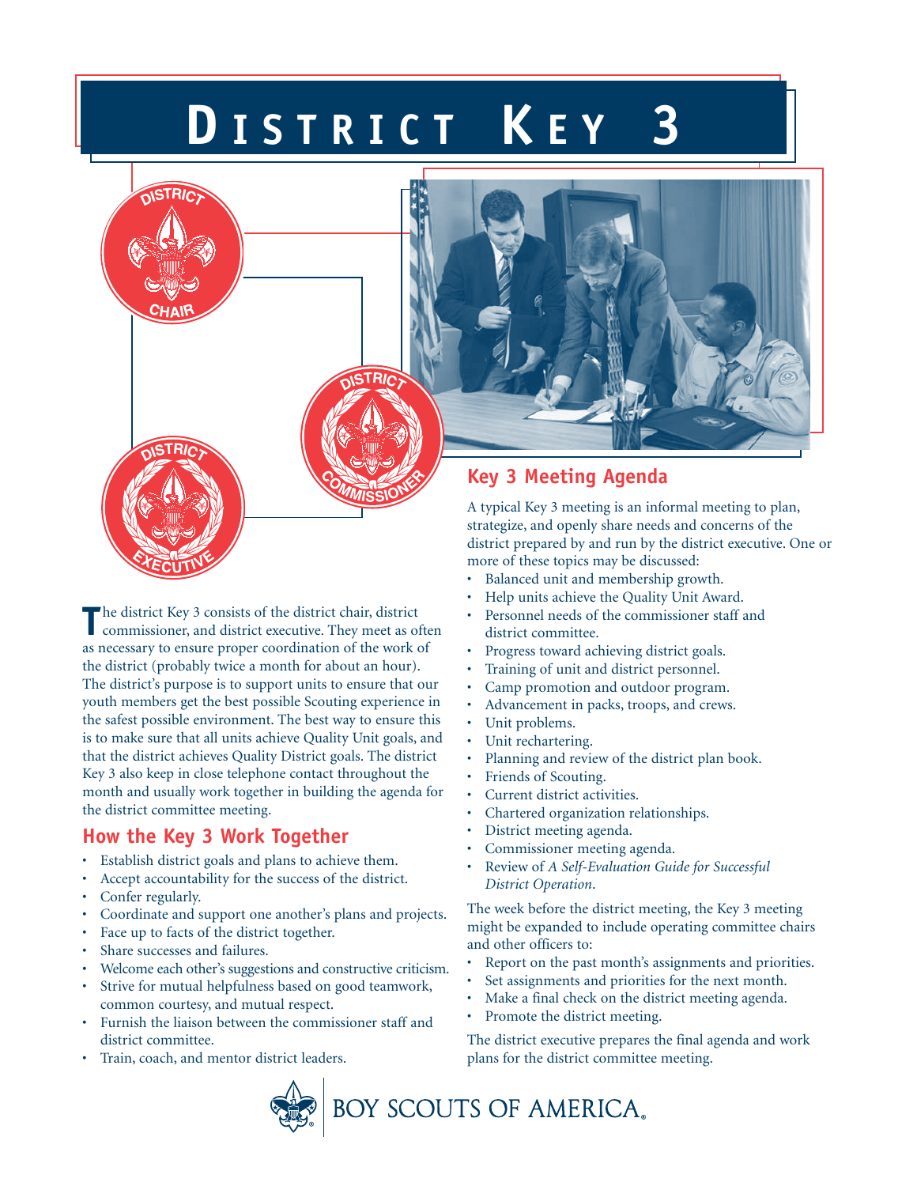# District Key 3

The district Key 3 consists of the district chair, district commissioner, and district executive. They meet as often as necessary to ensure proper coordination of the work of the district (probably twice a month for about an hour). The district's purpose is to support units to ensure that our youth members get the best possible Scouting experience in the safest possible environment. The best way to ensure this is to make sure that all units achieve Quality Unit goals, and that the district achieves Quality District goals. The district Key 3 also keep in close telephone contact throughout the month and usually work together in building the agenda for the district committee meeting.

## How the Key 3 Work Together

- Establish district goals and plans to achieve them.
- Accept accountability for the success of the district.
- Confer regularly.
- Coordinate and support one another's plans and projects.
- Face up to facts of the district together.
- Share successes and failures.
- Welcome each other's suggestions and constructive criticism.
- Strive for mutual helpfulness based on good teamwork, common courtesy, and mutual respect.
- Furnish the liaison between the commissioner staff and district committee.
- Train, coach, and mentor district leaders.

## Key 3 Meeting Agenda

A typical Key 3 meeting is an informal meeting to plan, strategize, and openly share needs and concerns of the district prepared by and run by the district executive. One or more of these topics may be discussed:

- Balanced unit and membership growth.
- Help units achieve the Quality Unit Award.
- Personnel needs of the commissioner staff and district committee.
- Progress toward achieving district goals.
- Training of unit and district personnel.
- Camp promotion and outdoor program.
- Advancement in packs, troops, and crews.
- Unit problems.
- Unit rechartering.
- Planning and review of the district plan book.
- Friends of Scouting.
- Current district activities.
- Chartered organization relationships.
- District meeting agenda.
- Commissioner meeting agenda.
- Review of *A Self-Evaluation Guide for Successful District Operation*.

The week before the district meeting, the Key 3 meeting might be expanded to include operating committee chairs and other officers to:

- Report on the past month's assignments and priorities.
- Set assignments and priorities for the next month.
- Make a final check on the district meeting agenda.
- Promote the district meeting.

The district executive prepares the final agenda and work plans for the district committee meeting.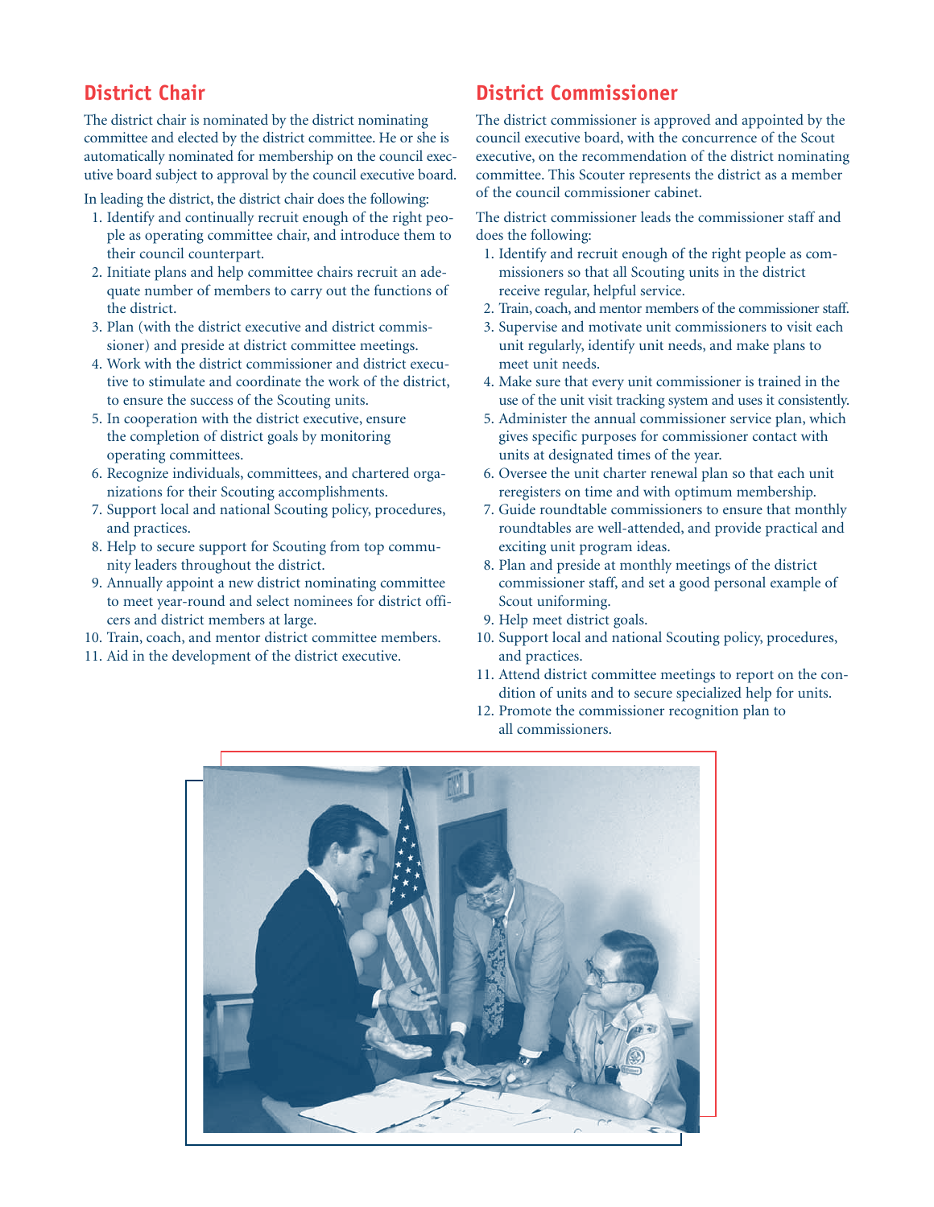## District Chair

The district chair is nominated by the district nominating committee and elected by the district committee. He or she is automatically nominated for membership on the council executive board subject to approval by the council executive board.

In leading the district, the district chair does the following:

1. Identify and continually recruit enough of the right people as operating committee chair, and introduce them to their council counterpart.
2. Initiate plans and help committee chairs recruit an adequate number of members to carry out the functions of the district.
3. Plan (with the district executive and district commissioner) and preside at district committee meetings.
4. Work with the district commissioner and district executive to stimulate and coordinate the work of the district, to ensure the success of the Scouting units.
5. In cooperation with the district executive, ensure the completion of district goals by monitoring operating committees.
6. Recognize individuals, committees, and chartered organizations for their Scouting accomplishments.
7. Support local and national Scouting policy, procedures, and practices.
8. Help to secure support for Scouting from top community leaders throughout the district.
9. Annually appoint a new district nominating committee to meet year-round and select nominees for district officers and district members at large.
10. Train, coach, and mentor district committee members.
11. Aid in the development of the district executive.

## District Commissioner

The district commissioner is approved and appointed by the council executive board, with the concurrence of the Scout executive, on the recommendation of the district nominating committee. This Scouter represents the district as a member of the council commissioner cabinet.

The district commissioner leads the commissioner staff and does the following:

1. Identify and recruit enough of the right people as commissioners so that all Scouting units in the district receive regular, helpful service.
2. Train, coach, and mentor members of the commissioner staff.
3. Supervise and motivate unit commissioners to visit each unit regularly, identify unit needs, and make plans to meet unit needs.
4. Make sure that every unit commissioner is trained in the use of the unit visit tracking system and uses it consistently.
5. Administer the annual commissioner service plan, which gives specific purposes for commissioner contact with units at designated times of the year.
6. Oversee the unit charter renewal plan so that each unit reregisters on time and with optimum membership.
7. Guide roundtable commissioners to ensure that monthly roundtables are well-attended, and provide practical and exciting unit program ideas.
8. Plan and preside at monthly meetings of the district commissioner staff, and set a good personal example of Scout uniforming.
9. Help meet district goals.
10. Support local and national Scouting policy, procedures, and practices.
11. Attend district committee meetings to report on the condition of units and to secure specialized help for units.
12. Promote the commissioner recognition plan to all commissioners.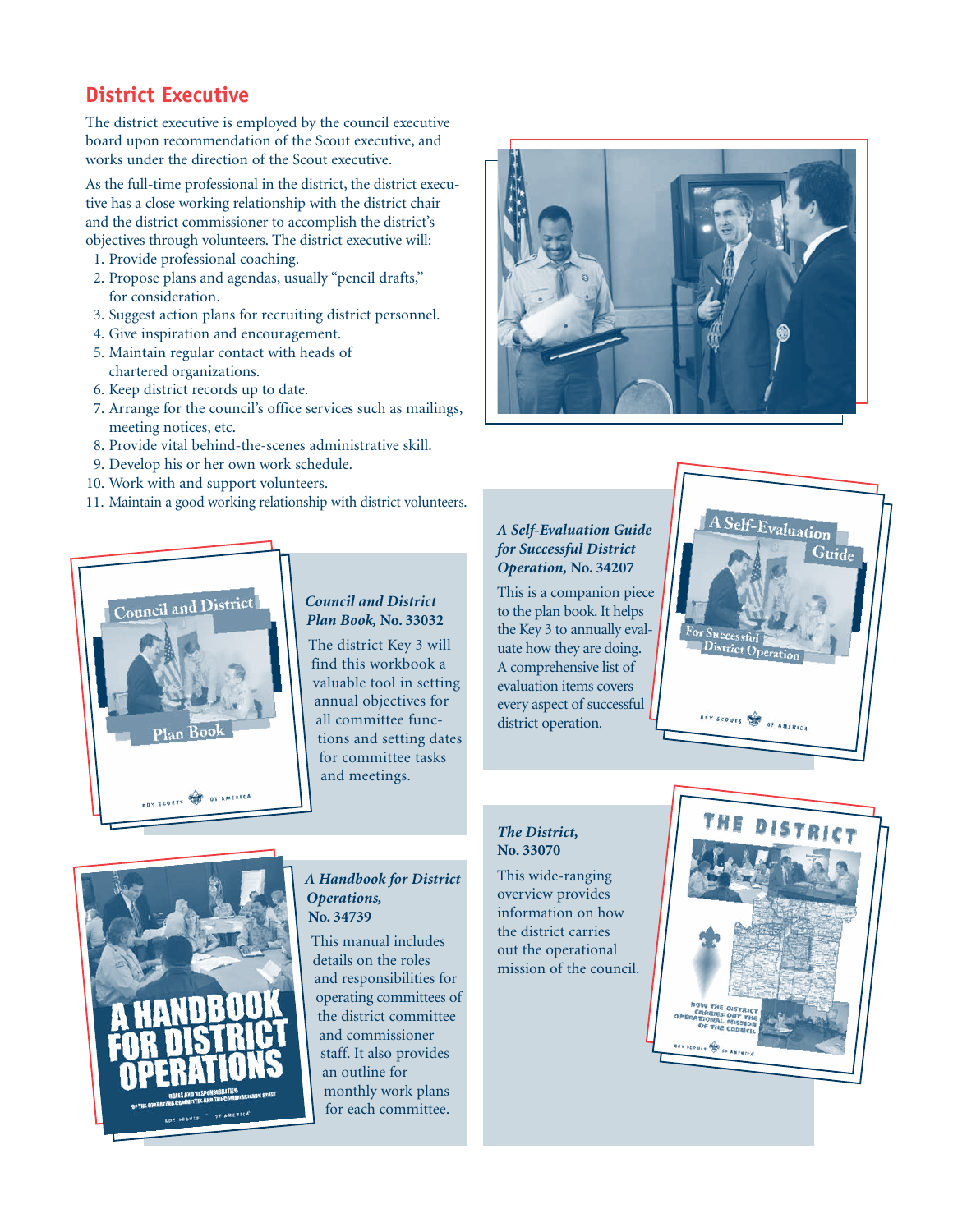## District Executive

The district executive is employed by the council executive board upon recommendation of the Scout executive, and works under the direction of the Scout executive.

As the full-time professional in the district, the district executive has a close working relationship with the district chair and the district commissioner to accomplish the district's objectives through volunteers. The district executive will:

1. Provide professional coaching.
2. Propose plans and agendas, usually "pencil drafts," for consideration.
3. Suggest action plans for recruiting district personnel.
4. Give inspiration and encouragement.
5. Maintain regular contact with heads of chartered organizations.
6. Keep district records up to date.
7. Arrange for the council's office services such as mailings, meeting notices, etc.
8. Provide vital behind-the-scenes administrative skill.
9. Develop his or her own work schedule.
10. Work with and support volunteers.
11. Maintain a good working relationship with district volunteers.

***Council and District Plan Book,*** **No. 33032**

The district Key 3 will find this workbook a valuable tool in setting annual objectives for all committee functions and setting dates for committee tasks and meetings.

***A Self-Evaluation Guide for Successful District Operation,*** **No. 34207**

This is a companion piece to the plan book. It helps the Key 3 to annually evaluate how they are doing. A comprehensive list of evaluation items covers every aspect of successful district operation.

***A Handbook for District Operations,*** **No. 34739**

This manual includes details on the roles and responsibilities for operating committees of the district committee and commissioner staff. It also provides an outline for monthly work plans for each committee.

***The District,*** **No. 33070**

This wide-ranging overview provides information on how the district carries out the operational mission of the council.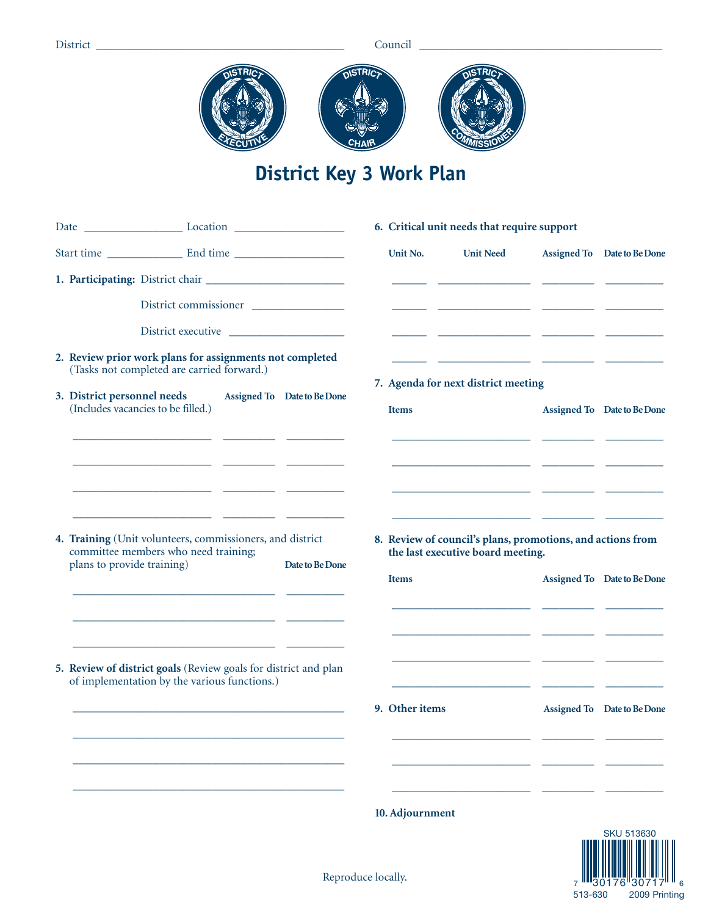District ______________________________ Council ______________________________

DISTRICT EXECUTIVE · DISTRICT CHAIR · DISTRICT COMMISSIONER

# District Key 3 Work Plan

Date ________________ Location ____________________

Start time ______________ End time ____________________

**1. Participating:** District chair ________________________

District commissioner ________________

District executive ____________________

**2. Review prior work plans for assignments not completed** (Tasks not completed are carried forward.)

**3. District personnel needs** (Includes vacancies to be filled.)

| | Assigned To | Date to Be Done |
|---|---|---|
| | | |
| | | |
| | | |
| | | |

**4. Training** (Unit volunteers, commissioners, and district committee members who need training; plans to provide training)

| | Date to Be Done |
|---|---|
| | |
| | |
| | |

**5. Review of district goals** (Review goals for district and plan of implementation by the various functions.)

____________________________________________

____________________________________________

____________________________________________

____________________________________________

**6. Critical unit needs that require support**

| Unit No. | Unit Need | Assigned To | Date to Be Done |
|---|---|---|---|
| | | | |
| | | | |
| | | | |
| | | | |

**7. Agenda for next district meeting**

| Items | Assigned To | Date to Be Done |
|---|---|---|
| | | |
| | | |
| | | |
| | | |

**8. Review of council's plans, promotions, and actions from the last executive board meeting.**

| Items | Assigned To | Date to Be Done |
|---|---|---|
| | | |
| | | |
| | | |
| | | |

**9. Other items**

| | Assigned To | Date to Be Done |
|---|---|---|
| | | |
| | | |
| | | |

**10. Adjournment**

Reproduce locally.

SKU 513630

7 30176 30717 6

513-630 2009 Printing